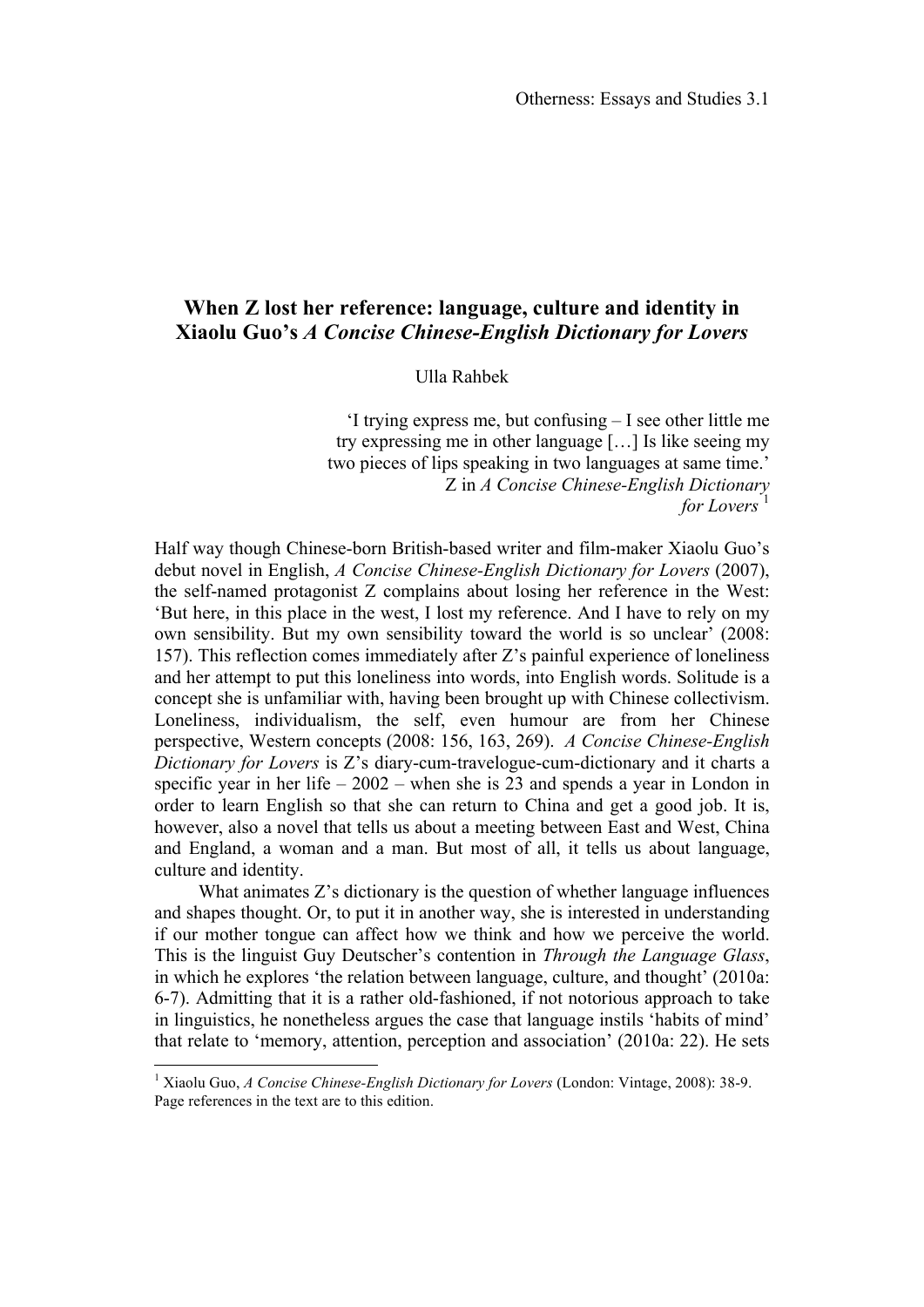# When Z lost her reference: language, culture and identity in Xiaolu Guo's *A Concise Chinese-English Dictionary for Lovers*

Ulla Rahbek

> 'I trying express me, but confusing – I see other little me try expressing me in other language […] Is like seeing my two pieces of lips speaking in two languages at same time.'
> Z in *A Concise Chinese-English Dictionary for Lovers*[1]

Half way though Chinese-born British-based writer and film-maker Xiaolu Guo's debut novel in English, *A Concise Chinese-English Dictionary for Lovers* (2007), the self-named protagonist Z complains about losing her reference in the West: 'But here, in this place in the west, I lost my reference. And I have to rely on my own sensibility. But my own sensibility toward the world is so unclear' (2008: 157). This reflection comes immediately after Z's painful experience of loneliness and her attempt to put this loneliness into words, into English words. Solitude is a concept she is unfamiliar with, having been brought up with Chinese collectivism. Loneliness, individualism, the self, even humour are from her Chinese perspective, Western concepts (2008: 156, 163, 269). *A Concise Chinese-English Dictionary for Lovers* is Z's diary-cum-travelogue-cum-dictionary and it charts a specific year in her life – 2002 – when she is 23 and spends a year in London in order to learn English so that she can return to China and get a good job. It is, however, also a novel that tells us about a meeting between East and West, China and England, a woman and a man. But most of all, it tells us about language, culture and identity.

What animates Z's dictionary is the question of whether language influences and shapes thought. Or, to put it in another way, she is interested in understanding if our mother tongue can affect how we think and how we perceive the world. This is the linguist Guy Deutscher's contention in *Through the Language Glass*, in which he explores 'the relation between language, culture, and thought' (2010a: 6-7). Admitting that it is a rather old-fashioned, if not notorious approach to take in linguistics, he nonetheless argues the case that language instils 'habits of mind' that relate to 'memory, attention, perception and association' (2010a: 22). He sets

---

[1] Xiaolu Guo, *A Concise Chinese-English Dictionary for Lovers* (London: Vintage, 2008): 38-9. Page references in the text are to this edition.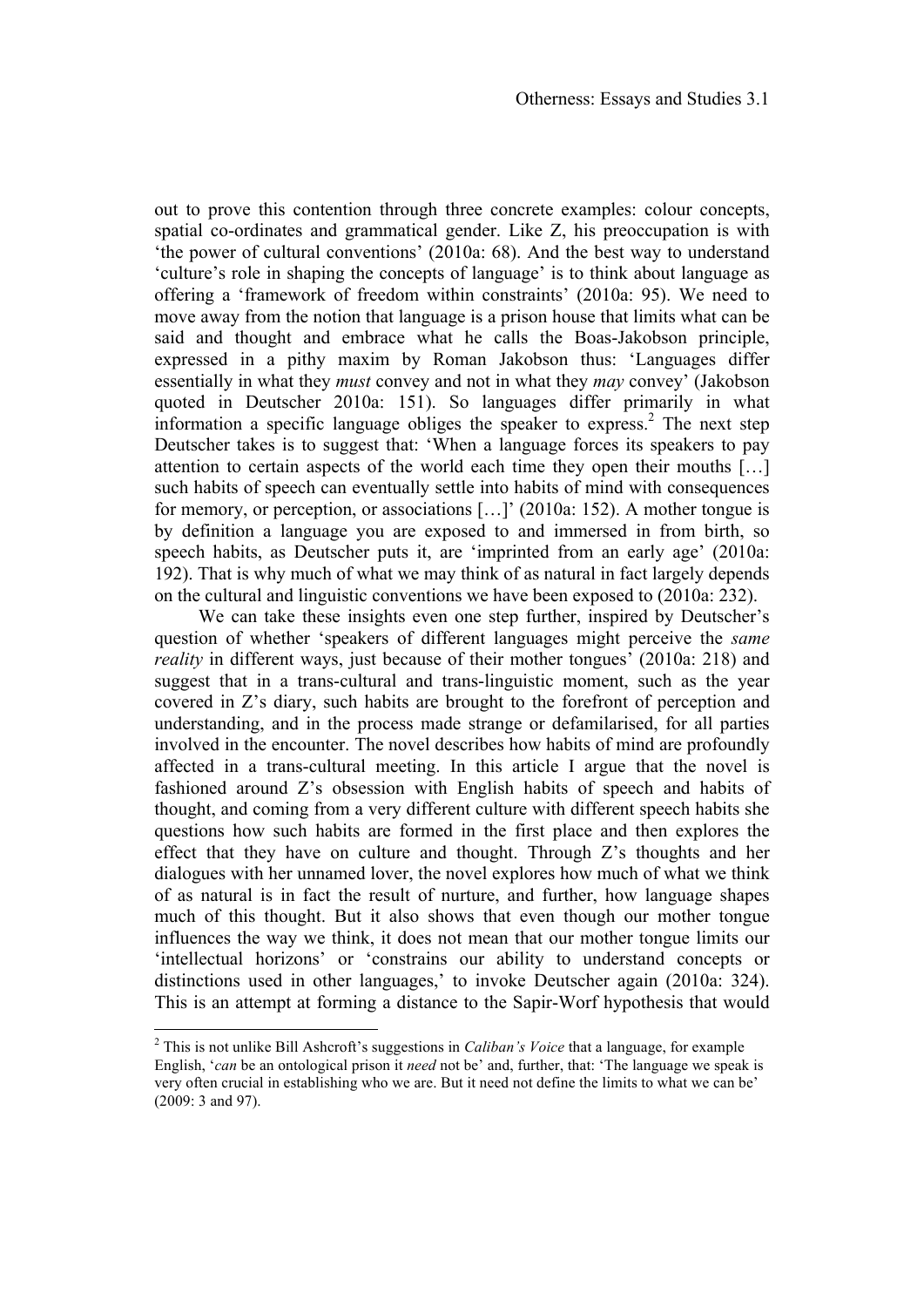out to prove this contention through three concrete examples: colour concepts, spatial co-ordinates and grammatical gender. Like Z, his preoccupation is with 'the power of cultural conventions' (2010a: 68). And the best way to understand 'culture's role in shaping the concepts of language' is to think about language as offering a 'framework of freedom within constraints' (2010a: 95). We need to move away from the notion that language is a prison house that limits what can be said and thought and embrace what he calls the Boas-Jakobson principle, expressed in a pithy maxim by Roman Jakobson thus: 'Languages differ essentially in what they *must* convey and not in what they *may* convey' (Jakobson quoted in Deutscher 2010a: 151). So languages differ primarily in what information a specific language obliges the speaker to express.[2] The next step Deutscher takes is to suggest that: 'When a language forces its speakers to pay attention to certain aspects of the world each time they open their mouths […] such habits of speech can eventually settle into habits of mind with consequences for memory, or perception, or associations […]' (2010a: 152). A mother tongue is by definition a language you are exposed to and immersed in from birth, so speech habits, as Deutscher puts it, are 'imprinted from an early age' (2010a: 192). That is why much of what we may think of as natural in fact largely depends on the cultural and linguistic conventions we have been exposed to (2010a: 232).

We can take these insights even one step further, inspired by Deutscher's question of whether 'speakers of different languages might perceive the *same reality* in different ways, just because of their mother tongues' (2010a: 218) and suggest that in a trans-cultural and trans-linguistic moment, such as the year covered in Z's diary, such habits are brought to the forefront of perception and understanding, and in the process made strange or defamilarised, for all parties involved in the encounter. The novel describes how habits of mind are profoundly affected in a trans-cultural meeting. In this article I argue that the novel is fashioned around Z's obsession with English habits of speech and habits of thought, and coming from a very different culture with different speech habits she questions how such habits are formed in the first place and then explores the effect that they have on culture and thought. Through Z's thoughts and her dialogues with her unnamed lover, the novel explores how much of what we think of as natural is in fact the result of nurture, and further, how language shapes much of this thought. But it also shows that even though our mother tongue influences the way we think, it does not mean that our mother tongue limits our 'intellectual horizons' or 'constrains our ability to understand concepts or distinctions used in other languages,' to invoke Deutscher again (2010a: 324). This is an attempt at forming a distance to the Sapir-Worf hypothesis that would

[2] This is not unlike Bill Ashcroft's suggestions in *Caliban's Voice* that a language, for example English, '*can* be an ontological prison it *need* not be' and, further, that: 'The language we speak is very often crucial in establishing who we are. But it need not define the limits to what we can be' (2009: 3 and 97).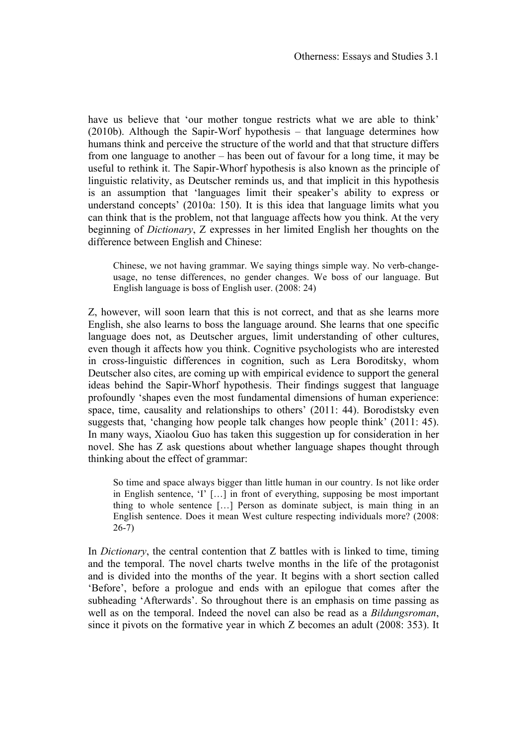have us believe that 'our mother tongue restricts what we are able to think' (2010b). Although the Sapir-Worf hypothesis – that language determines how humans think and perceive the structure of the world and that that structure differs from one language to another – has been out of favour for a long time, it may be useful to rethink it. The Sapir-Whorf hypothesis is also known as the principle of linguistic relativity, as Deutscher reminds us, and that implicit in this hypothesis is an assumption that 'languages limit their speaker's ability to express or understand concepts' (2010a: 150). It is this idea that language limits what you can think that is the problem, not that language affects how you think. At the very beginning of *Dictionary*, Z expresses in her limited English her thoughts on the difference between English and Chinese:

> Chinese, we not having grammar. We saying things simple way. No verb-change-usage, no tense differences, no gender changes. We boss of our language. But English language is boss of English user. (2008: 24)

Z, however, will soon learn that this is not correct, and that as she learns more English, she also learns to boss the language around. She learns that one specific language does not, as Deutscher argues, limit understanding of other cultures, even though it affects how you think. Cognitive psychologists who are interested in cross-linguistic differences in cognition, such as Lera Boroditsky, whom Deutscher also cites, are coming up with empirical evidence to support the general ideas behind the Sapir-Whorf hypothesis. Their findings suggest that language profoundly 'shapes even the most fundamental dimensions of human experience: space, time, causality and relationships to others' (2011: 44). Borodistsky even suggests that, 'changing how people talk changes how people think' (2011: 45). In many ways, Xiaolou Guo has taken this suggestion up for consideration in her novel. She has Z ask questions about whether language shapes thought through thinking about the effect of grammar:

> So time and space always bigger than little human in our country. Is not like order in English sentence, 'I' […] in front of everything, supposing be most important thing to whole sentence […] Person as dominate subject, is main thing in an English sentence. Does it mean West culture respecting individuals more? (2008: 26-7)

In *Dictionary*, the central contention that Z battles with is linked to time, timing and the temporal. The novel charts twelve months in the life of the protagonist and is divided into the months of the year. It begins with a short section called 'Before', before a prologue and ends with an epilogue that comes after the subheading 'Afterwards'. So throughout there is an emphasis on time passing as well as on the temporal. Indeed the novel can also be read as a *Bildungsroman*, since it pivots on the formative year in which Z becomes an adult (2008: 353). It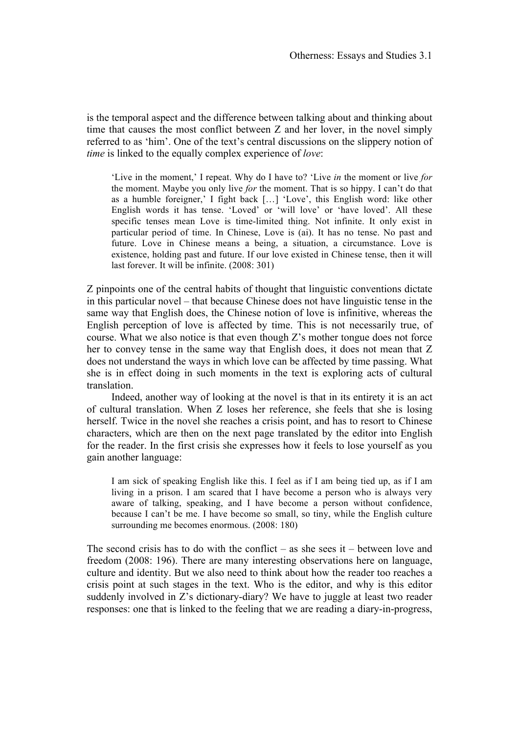is the temporal aspect and the difference between talking about and thinking about time that causes the most conflict between Z and her lover, in the novel simply referred to as 'him'. One of the text's central discussions on the slippery notion of *time* is linked to the equally complex experience of *love*:

> 'Live in the moment,' I repeat. Why do I have to? 'Live *in* the moment or live *for* the moment. Maybe you only live *for* the moment. That is so hippy. I can't do that as a humble foreigner,' I fight back […] 'Love', this English word: like other English words it has tense. 'Loved' or 'will love' or 'have loved'. All these specific tenses mean Love is time-limited thing. Not infinite. It only exist in particular period of time. In Chinese, Love is (ai). It has no tense. No past and future. Love in Chinese means a being, a situation, a circumstance. Love is existence, holding past and future. If our love existed in Chinese tense, then it will last forever. It will be infinite. (2008: 301)

Z pinpoints one of the central habits of thought that linguistic conventions dictate in this particular novel – that because Chinese does not have linguistic tense in the same way that English does, the Chinese notion of love is infinitive, whereas the English perception of love is affected by time. This is not necessarily true, of course. What we also notice is that even though Z's mother tongue does not force her to convey tense in the same way that English does, it does not mean that Z does not understand the ways in which love can be affected by time passing. What she is in effect doing in such moments in the text is exploring acts of cultural translation.

Indeed, another way of looking at the novel is that in its entirety it is an act of cultural translation. When Z loses her reference, she feels that she is losing herself. Twice in the novel she reaches a crisis point, and has to resort to Chinese characters, which are then on the next page translated by the editor into English for the reader. In the first crisis she expresses how it feels to lose yourself as you gain another language:

> I am sick of speaking English like this. I feel as if I am being tied up, as if I am living in a prison. I am scared that I have become a person who is always very aware of talking, speaking, and I have become a person without confidence, because I can't be me. I have become so small, so tiny, while the English culture surrounding me becomes enormous. (2008: 180)

The second crisis has to do with the conflict – as she sees it – between love and freedom (2008: 196). There are many interesting observations here on language, culture and identity. But we also need to think about how the reader too reaches a crisis point at such stages in the text. Who is the editor, and why is this editor suddenly involved in Z's dictionary-diary? We have to juggle at least two reader responses: one that is linked to the feeling that we are reading a diary-in-progress,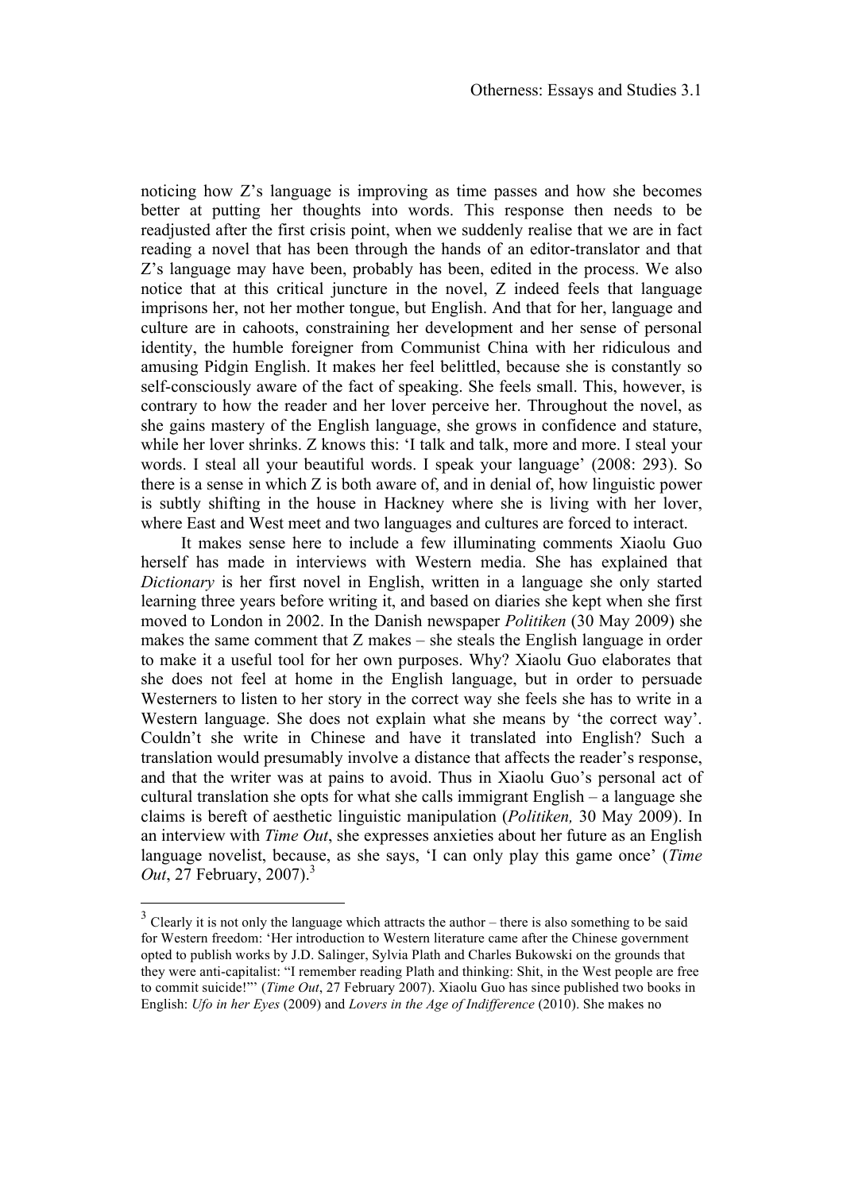noticing how Z's language is improving as time passes and how she becomes better at putting her thoughts into words. This response then needs to be readjusted after the first crisis point, when we suddenly realise that we are in fact reading a novel that has been through the hands of an editor-translator and that Z's language may have been, probably has been, edited in the process. We also notice that at this critical juncture in the novel, Z indeed feels that language imprisons her, not her mother tongue, but English. And that for her, language and culture are in cahoots, constraining her development and her sense of personal identity, the humble foreigner from Communist China with her ridiculous and amusing Pidgin English. It makes her feel belittled, because she is constantly so self-consciously aware of the fact of speaking. She feels small. This, however, is contrary to how the reader and her lover perceive her. Throughout the novel, as she gains mastery of the English language, she grows in confidence and stature, while her lover shrinks. Z knows this: 'I talk and talk, more and more. I steal your words. I steal all your beautiful words. I speak your language' (2008: 293). So there is a sense in which Z is both aware of, and in denial of, how linguistic power is subtly shifting in the house in Hackney where she is living with her lover, where East and West meet and two languages and cultures are forced to interact.

It makes sense here to include a few illuminating comments Xiaolu Guo herself has made in interviews with Western media. She has explained that *Dictionary* is her first novel in English, written in a language she only started learning three years before writing it, and based on diaries she kept when she first moved to London in 2002. In the Danish newspaper *Politiken* (30 May 2009) she makes the same comment that Z makes – she steals the English language in order to make it a useful tool for her own purposes. Why? Xiaolu Guo elaborates that she does not feel at home in the English language, but in order to persuade Westerners to listen to her story in the correct way she feels she has to write in a Western language. She does not explain what she means by 'the correct way'. Couldn't she write in Chinese and have it translated into English? Such a translation would presumably involve a distance that affects the reader's response, and that the writer was at pains to avoid. Thus in Xiaolu Guo's personal act of cultural translation she opts for what she calls immigrant English – a language she claims is bereft of aesthetic linguistic manipulation (*Politiken,* 30 May 2009). In an interview with *Time Out*, she expresses anxieties about her future as an English language novelist, because, as she says, 'I can only play this game once' (*Time Out*, 27 February, 2007).[3]

[3] Clearly it is not only the language which attracts the author – there is also something to be said for Western freedom: 'Her introduction to Western literature came after the Chinese government opted to publish works by J.D. Salinger, Sylvia Plath and Charles Bukowski on the grounds that they were anti-capitalist: "I remember reading Plath and thinking: Shit, in the West people are free to commit suicide!"' (*Time Out*, 27 February 2007). Xiaolu Guo has since published two books in English: *Ufo in her Eyes* (2009) and *Lovers in the Age of Indifference* (2010). She makes no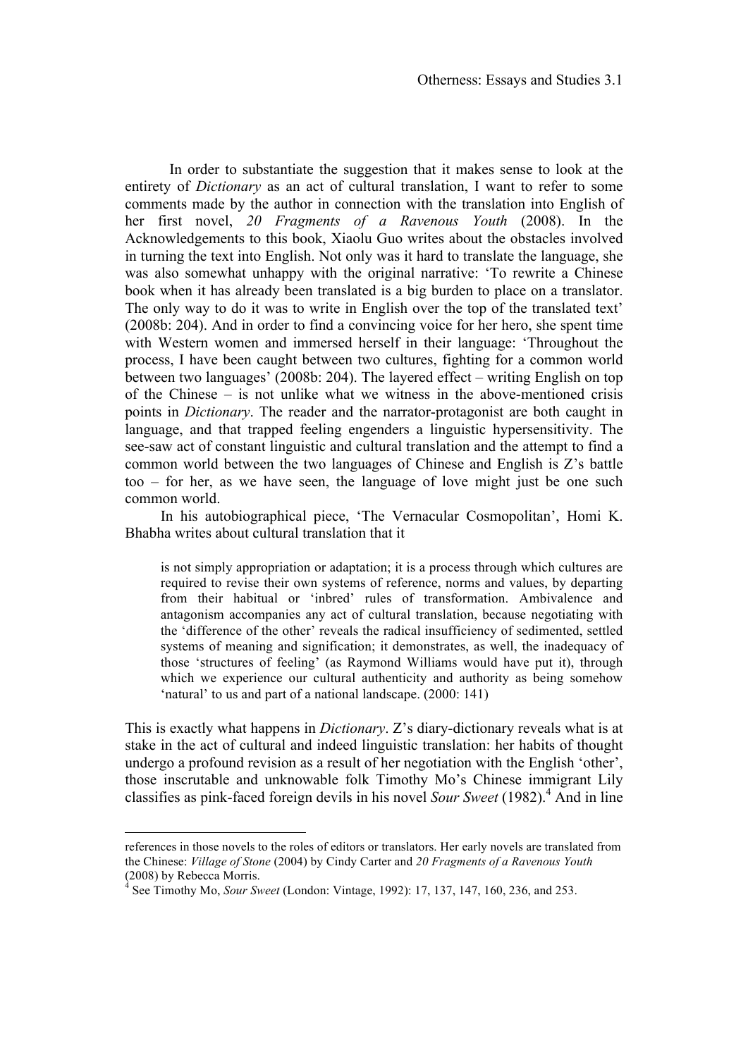In order to substantiate the suggestion that it makes sense to look at the entirety of *Dictionary* as an act of cultural translation, I want to refer to some comments made by the author in connection with the translation into English of her first novel, *20 Fragments of a Ravenous Youth* (2008). In the Acknowledgements to this book, Xiaolu Guo writes about the obstacles involved in turning the text into English. Not only was it hard to translate the language, she was also somewhat unhappy with the original narrative: 'To rewrite a Chinese book when it has already been translated is a big burden to place on a translator. The only way to do it was to write in English over the top of the translated text' (2008b: 204). And in order to find a convincing voice for her hero, she spent time with Western women and immersed herself in their language: 'Throughout the process, I have been caught between two cultures, fighting for a common world between two languages' (2008b: 204). The layered effect – writing English on top of the Chinese – is not unlike what we witness in the above-mentioned crisis points in *Dictionary*. The reader and the narrator-protagonist are both caught in language, and that trapped feeling engenders a linguistic hypersensitivity. The see-saw act of constant linguistic and cultural translation and the attempt to find a common world between the two languages of Chinese and English is Z's battle too – for her, as we have seen, the language of love might just be one such common world.

In his autobiographical piece, 'The Vernacular Cosmopolitan', Homi K. Bhabha writes about cultural translation that it

> is not simply appropriation or adaptation; it is a process through which cultures are required to revise their own systems of reference, norms and values, by departing from their habitual or 'inbred' rules of transformation. Ambivalence and antagonism accompanies any act of cultural translation, because negotiating with the 'difference of the other' reveals the radical insufficiency of sedimented, settled systems of meaning and signification; it demonstrates, as well, the inadequacy of those 'structures of feeling' (as Raymond Williams would have put it), through which we experience our cultural authenticity and authority as being somehow 'natural' to us and part of a national landscape. (2000: 141)

This is exactly what happens in *Dictionary*. Z's diary-dictionary reveals what is at stake in the act of cultural and indeed linguistic translation: her habits of thought undergo a profound revision as a result of her negotiation with the English 'other', those inscrutable and unknowable folk Timothy Mo's Chinese immigrant Lily classifies as pink-faced foreign devils in his novel *Sour Sweet* (1982).[4] And in line

---

references in those novels to the roles of editors or translators. Her early novels are translated from the Chinese: *Village of Stone* (2004) by Cindy Carter and *20 Fragments of a Ravenous Youth* (2008) by Rebecca Morris.

[4] See Timothy Mo, *Sour Sweet* (London: Vintage, 1992): 17, 137, 147, 160, 236, and 253.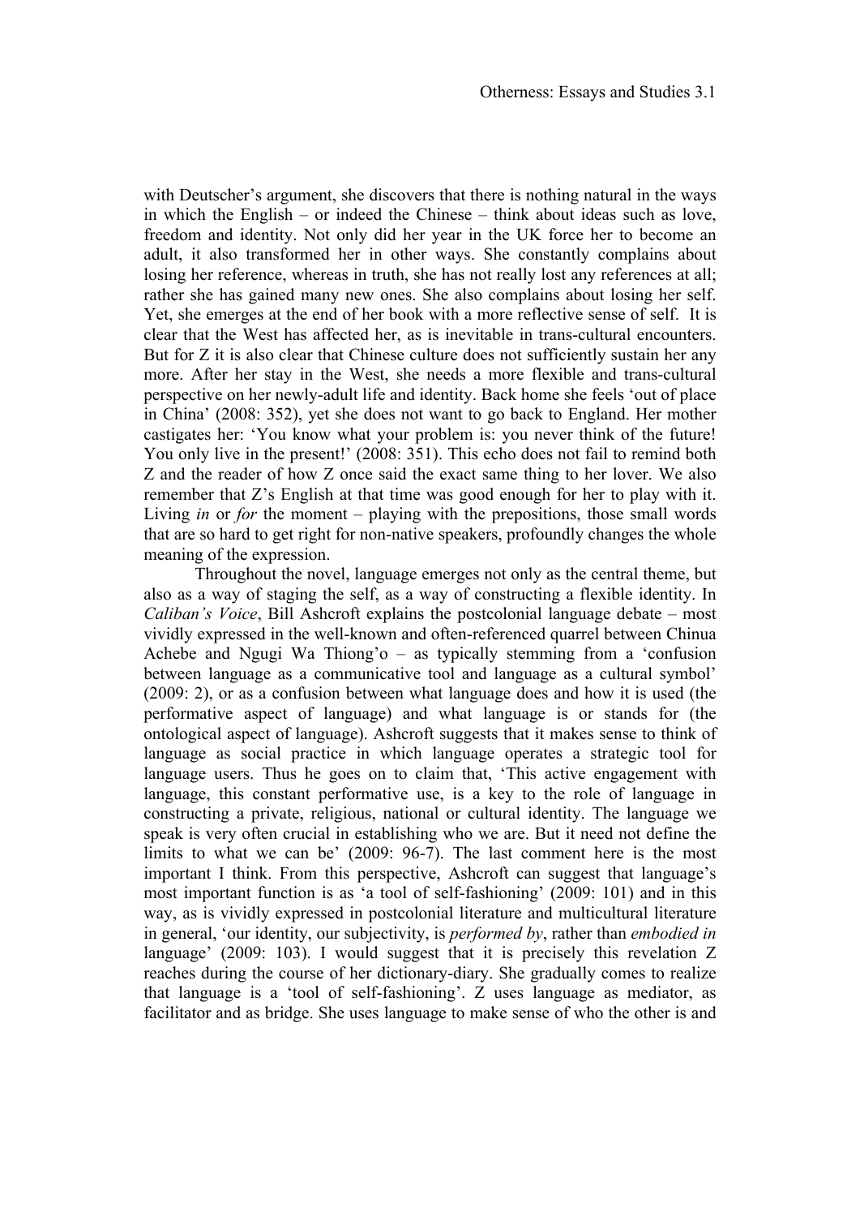with Deutscher's argument, she discovers that there is nothing natural in the ways in which the English – or indeed the Chinese – think about ideas such as love, freedom and identity. Not only did her year in the UK force her to become an adult, it also transformed her in other ways. She constantly complains about losing her reference, whereas in truth, she has not really lost any references at all; rather she has gained many new ones. She also complains about losing her self. Yet, she emerges at the end of her book with a more reflective sense of self. It is clear that the West has affected her, as is inevitable in trans-cultural encounters. But for Z it is also clear that Chinese culture does not sufficiently sustain her any more. After her stay in the West, she needs a more flexible and trans-cultural perspective on her newly-adult life and identity. Back home she feels 'out of place in China' (2008: 352), yet she does not want to go back to England. Her mother castigates her: 'You know what your problem is: you never think of the future! You only live in the present!' (2008: 351). This echo does not fail to remind both Z and the reader of how Z once said the exact same thing to her lover. We also remember that Z's English at that time was good enough for her to play with it. Living *in* or *for* the moment – playing with the prepositions, those small words that are so hard to get right for non-native speakers, profoundly changes the whole meaning of the expression.

Throughout the novel, language emerges not only as the central theme, but also as a way of staging the self, as a way of constructing a flexible identity. In *Caliban's Voice*, Bill Ashcroft explains the postcolonial language debate – most vividly expressed in the well-known and often-referenced quarrel between Chinua Achebe and Ngugi Wa Thiong'o – as typically stemming from a 'confusion between language as a communicative tool and language as a cultural symbol' (2009: 2), or as a confusion between what language does and how it is used (the performative aspect of language) and what language is or stands for (the ontological aspect of language). Ashcroft suggests that it makes sense to think of language as social practice in which language operates a strategic tool for language users. Thus he goes on to claim that, 'This active engagement with language, this constant performative use, is a key to the role of language in constructing a private, religious, national or cultural identity. The language we speak is very often crucial in establishing who we are. But it need not define the limits to what we can be' (2009: 96-7). The last comment here is the most important I think. From this perspective, Ashcroft can suggest that language's most important function is as 'a tool of self-fashioning' (2009: 101) and in this way, as is vividly expressed in postcolonial literature and multicultural literature in general, 'our identity, our subjectivity, is *performed by*, rather than *embodied in* language' (2009: 103). I would suggest that it is precisely this revelation Z reaches during the course of her dictionary-diary. She gradually comes to realize that language is a 'tool of self-fashioning'. Z uses language as mediator, as facilitator and as bridge. She uses language to make sense of who the other is and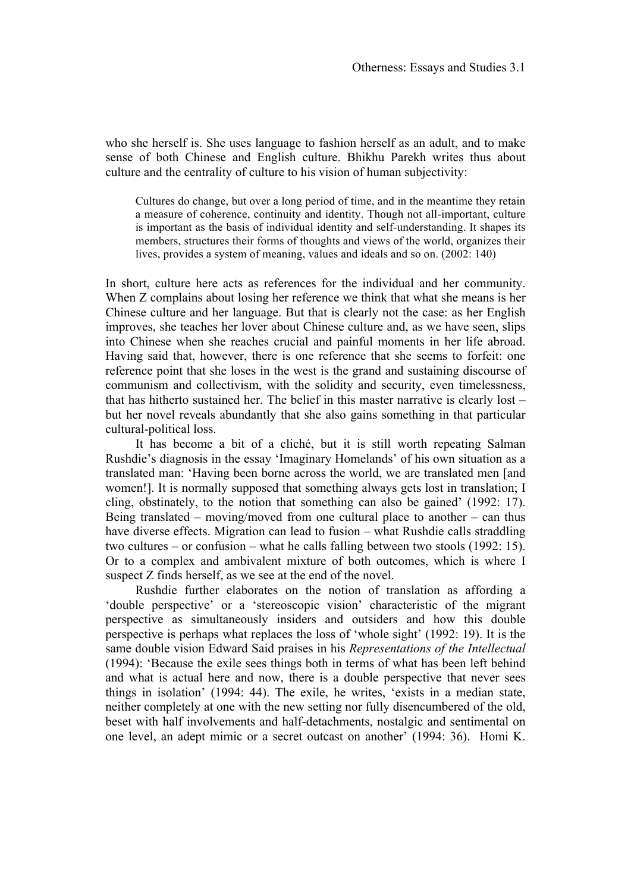who she herself is. She uses language to fashion herself as an adult, and to make sense of both Chinese and English culture. Bhikhu Parekh writes thus about culture and the centrality of culture to his vision of human subjectivity:

> Cultures do change, but over a long period of time, and in the meantime they retain a measure of coherence, continuity and identity. Though not all-important, culture is important as the basis of individual identity and self-understanding. It shapes its members, structures their forms of thoughts and views of the world, organizes their lives, provides a system of meaning, values and ideals and so on. (2002: 140)

In short, culture here acts as references for the individual and her community. When Z complains about losing her reference we think that what she means is her Chinese culture and her language. But that is clearly not the case: as her English improves, she teaches her lover about Chinese culture and, as we have seen, slips into Chinese when she reaches crucial and painful moments in her life abroad. Having said that, however, there is one reference that she seems to forfeit: one reference point that she loses in the west is the grand and sustaining discourse of communism and collectivism, with the solidity and security, even timelessness, that has hitherto sustained her. The belief in this master narrative is clearly lost – but her novel reveals abundantly that she also gains something in that particular cultural-political loss.

It has become a bit of a cliché, but it is still worth repeating Salman Rushdie's diagnosis in the essay 'Imaginary Homelands' of his own situation as a translated man: 'Having been borne across the world, we are translated men [and women!]. It is normally supposed that something always gets lost in translation; I cling, obstinately, to the notion that something can also be gained' (1992: 17). Being translated – moving/moved from one cultural place to another – can thus have diverse effects. Migration can lead to fusion – what Rushdie calls straddling two cultures – or confusion – what he calls falling between two stools (1992: 15). Or to a complex and ambivalent mixture of both outcomes, which is where I suspect Z finds herself, as we see at the end of the novel.

Rushdie further elaborates on the notion of translation as affording a 'double perspective' or a 'stereoscopic vision' characteristic of the migrant perspective as simultaneously insiders and outsiders and how this double perspective is perhaps what replaces the loss of 'whole sight' (1992: 19). It is the same double vision Edward Said praises in his *Representations of the Intellectual* (1994): 'Because the exile sees things both in terms of what has been left behind and what is actual here and now, there is a double perspective that never sees things in isolation' (1994: 44). The exile, he writes, 'exists in a median state, neither completely at one with the new setting nor fully disencumbered of the old, beset with half involvements and half-detachments, nostalgic and sentimental on one level, an adept mimic or a secret outcast on another' (1994: 36). Homi K.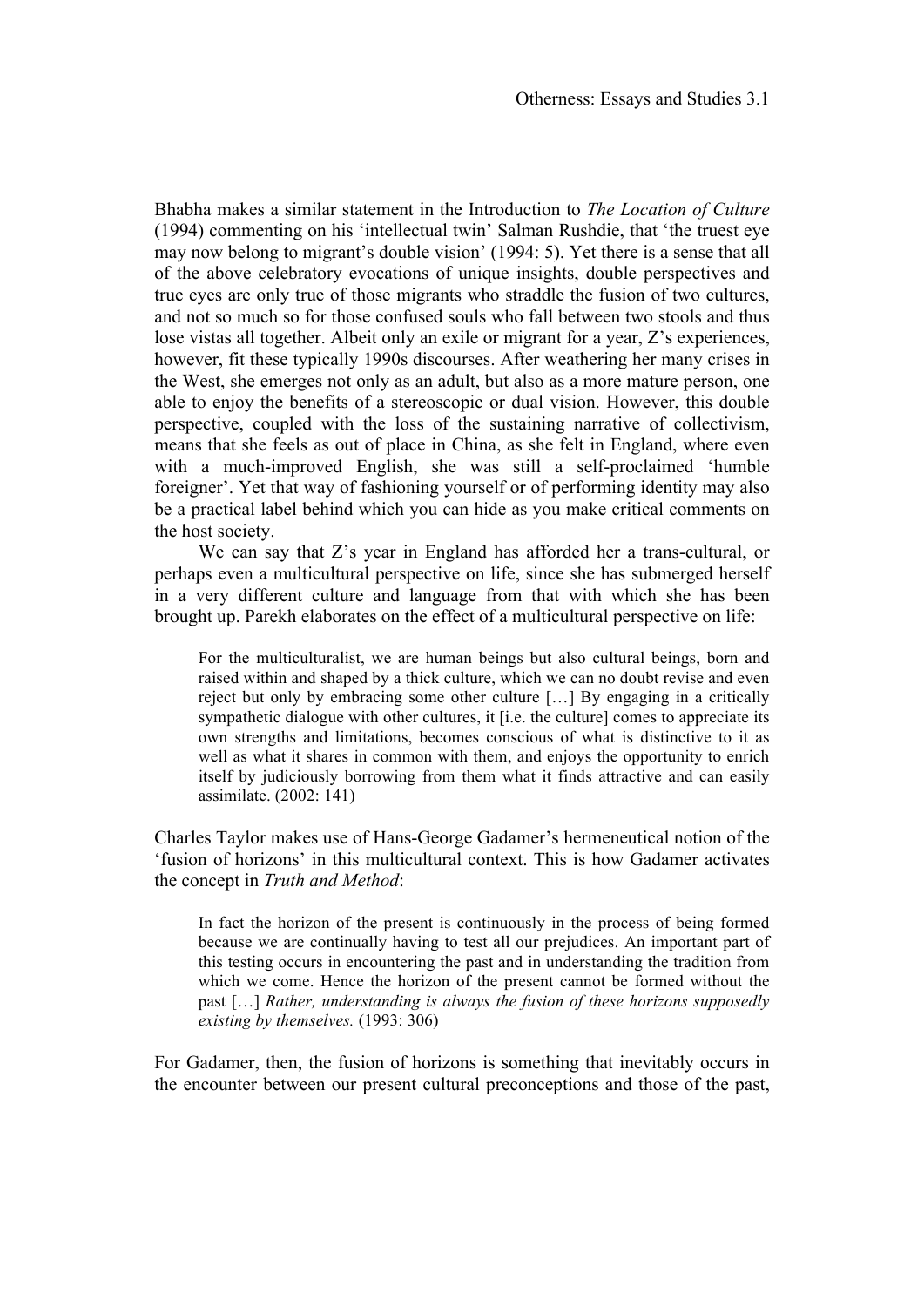Bhabha makes a similar statement in the Introduction to *The Location of Culture* (1994) commenting on his 'intellectual twin' Salman Rushdie, that 'the truest eye may now belong to migrant's double vision' (1994: 5). Yet there is a sense that all of the above celebratory evocations of unique insights, double perspectives and true eyes are only true of those migrants who straddle the fusion of two cultures, and not so much so for those confused souls who fall between two stools and thus lose vistas all together. Albeit only an exile or migrant for a year, Z's experiences, however, fit these typically 1990s discourses. After weathering her many crises in the West, she emerges not only as an adult, but also as a more mature person, one able to enjoy the benefits of a stereoscopic or dual vision. However, this double perspective, coupled with the loss of the sustaining narrative of collectivism, means that she feels as out of place in China, as she felt in England, where even with a much-improved English, she was still a self-proclaimed 'humble foreigner'. Yet that way of fashioning yourself or of performing identity may also be a practical label behind which you can hide as you make critical comments on the host society.

We can say that Z's year in England has afforded her a trans-cultural, or perhaps even a multicultural perspective on life, since she has submerged herself in a very different culture and language from that with which she has been brought up. Parekh elaborates on the effect of a multicultural perspective on life:

> For the multiculturalist, we are human beings but also cultural beings, born and raised within and shaped by a thick culture, which we can no doubt revise and even reject but only by embracing some other culture […] By engaging in a critically sympathetic dialogue with other cultures, it [i.e. the culture] comes to appreciate its own strengths and limitations, becomes conscious of what is distinctive to it as well as what it shares in common with them, and enjoys the opportunity to enrich itself by judiciously borrowing from them what it finds attractive and can easily assimilate. (2002: 141)

Charles Taylor makes use of Hans-George Gadamer's hermeneutical notion of the 'fusion of horizons' in this multicultural context. This is how Gadamer activates the concept in *Truth and Method*:

> In fact the horizon of the present is continuously in the process of being formed because we are continually having to test all our prejudices. An important part of this testing occurs in encountering the past and in understanding the tradition from which we come. Hence the horizon of the present cannot be formed without the past […] *Rather, understanding is always the fusion of these horizons supposedly existing by themselves.* (1993: 306)

For Gadamer, then, the fusion of horizons is something that inevitably occurs in the encounter between our present cultural preconceptions and those of the past,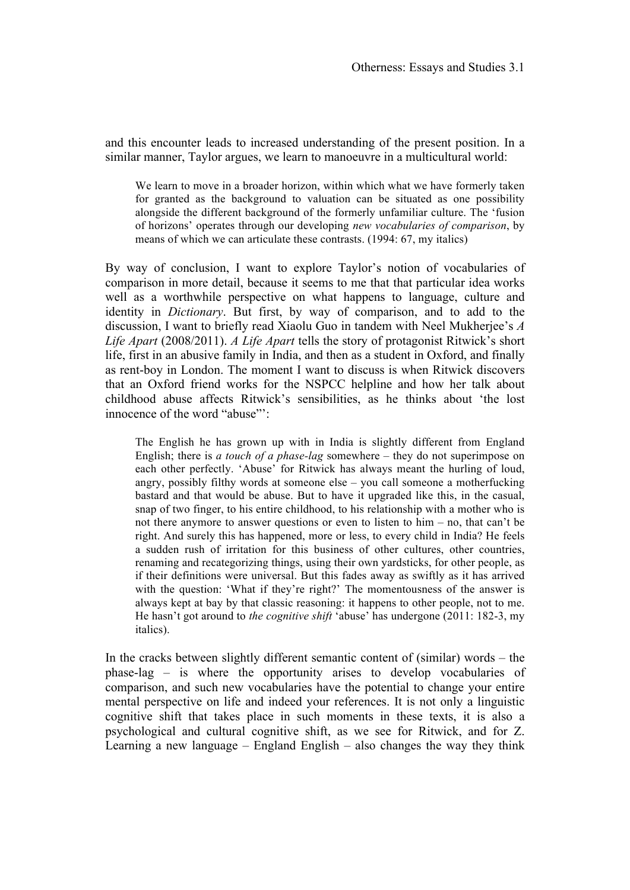and this encounter leads to increased understanding of the present position. In a similar manner, Taylor argues, we learn to manoeuvre in a multicultural world:

> We learn to move in a broader horizon, within which what we have formerly taken for granted as the background to valuation can be situated as one possibility alongside the different background of the formerly unfamiliar culture. The 'fusion of horizons' operates through our developing *new vocabularies of comparison*, by means of which we can articulate these contrasts. (1994: 67, my italics)

By way of conclusion, I want to explore Taylor's notion of vocabularies of comparison in more detail, because it seems to me that that particular idea works well as a worthwhile perspective on what happens to language, culture and identity in *Dictionary*. But first, by way of comparison, and to add to the discussion, I want to briefly read Xiaolu Guo in tandem with Neel Mukherjee's *A Life Apart* (2008/2011). *A Life Apart* tells the story of protagonist Ritwick's short life, first in an abusive family in India, and then as a student in Oxford, and finally as rent-boy in London. The moment I want to discuss is when Ritwick discovers that an Oxford friend works for the NSPCC helpline and how her talk about childhood abuse affects Ritwick's sensibilities, as he thinks about 'the lost innocence of the word "abuse"':

> The English he has grown up with in India is slightly different from England English; there is *a touch of a phase-lag* somewhere – they do not superimpose on each other perfectly. 'Abuse' for Ritwick has always meant the hurling of loud, angry, possibly filthy words at someone else – you call someone a motherfucking bastard and that would be abuse. But to have it upgraded like this, in the casual, snap of two finger, to his entire childhood, to his relationship with a mother who is not there anymore to answer questions or even to listen to him – no, that can't be right. And surely this has happened, more or less, to every child in India? He feels a sudden rush of irritation for this business of other cultures, other countries, renaming and recategorizing things, using their own yardsticks, for other people, as if their definitions were universal. But this fades away as swiftly as it has arrived with the question: 'What if they're right?' The momentousness of the answer is always kept at bay by that classic reasoning: it happens to other people, not to me. He hasn't got around to *the cognitive shift* 'abuse' has undergone (2011: 182-3, my italics).

In the cracks between slightly different semantic content of (similar) words – the phase-lag – is where the opportunity arises to develop vocabularies of comparison, and such new vocabularies have the potential to change your entire mental perspective on life and indeed your references. It is not only a linguistic cognitive shift that takes place in such moments in these texts, it is also a psychological and cultural cognitive shift, as we see for Ritwick, and for Z. Learning a new language – England English – also changes the way they think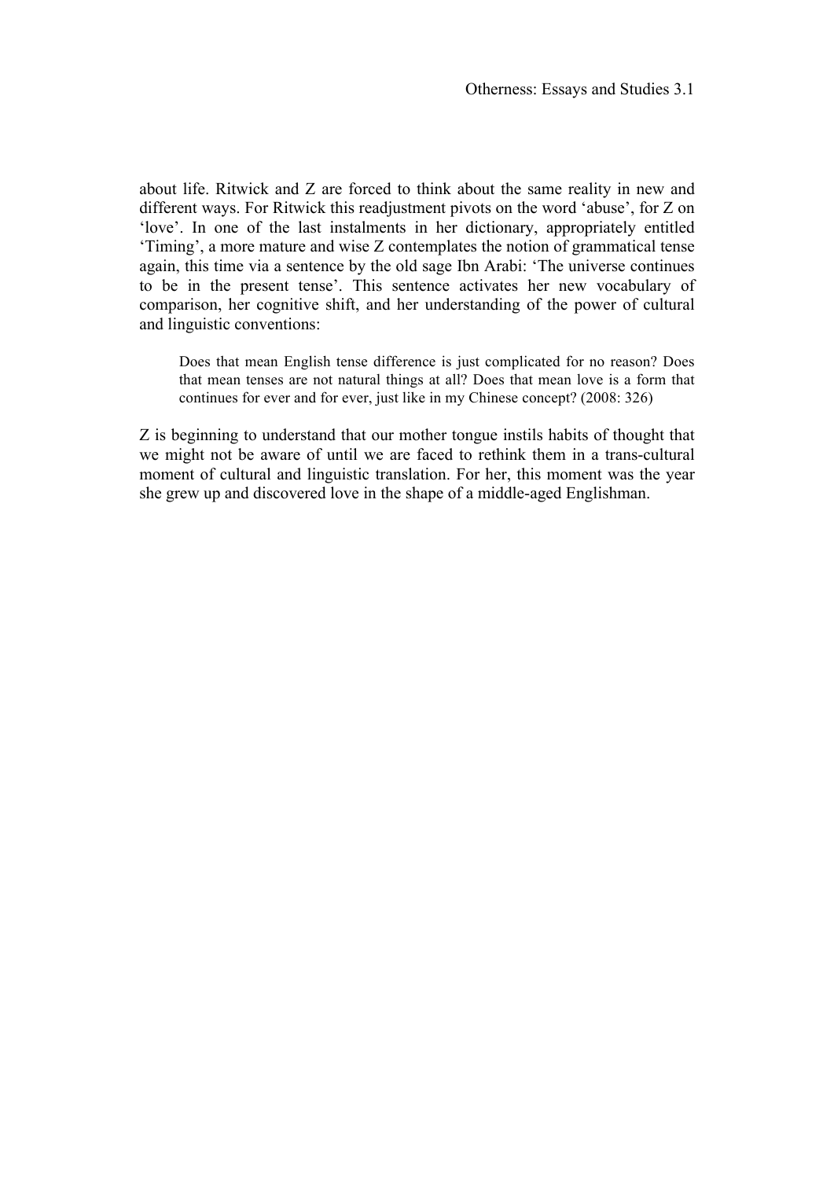about life. Ritwick and Z are forced to think about the same reality in new and different ways. For Ritwick this readjustment pivots on the word ‘abuse’, for Z on ‘love’. In one of the last instalments in her dictionary, appropriately entitled ‘Timing’, a more mature and wise Z contemplates the notion of grammatical tense again, this time via a sentence by the old sage Ibn Arabi: ‘The universe continues to be in the present tense’. This sentence activates her new vocabulary of comparison, her cognitive shift, and her understanding of the power of cultural and linguistic conventions:

> Does that mean English tense difference is just complicated for no reason? Does that mean tenses are not natural things at all? Does that mean love is a form that continues for ever and for ever, just like in my Chinese concept? (2008: 326)

Z is beginning to understand that our mother tongue instils habits of thought that we might not be aware of until we are faced to rethink them in a trans-cultural moment of cultural and linguistic translation. For her, this moment was the year she grew up and discovered love in the shape of a middle-aged Englishman.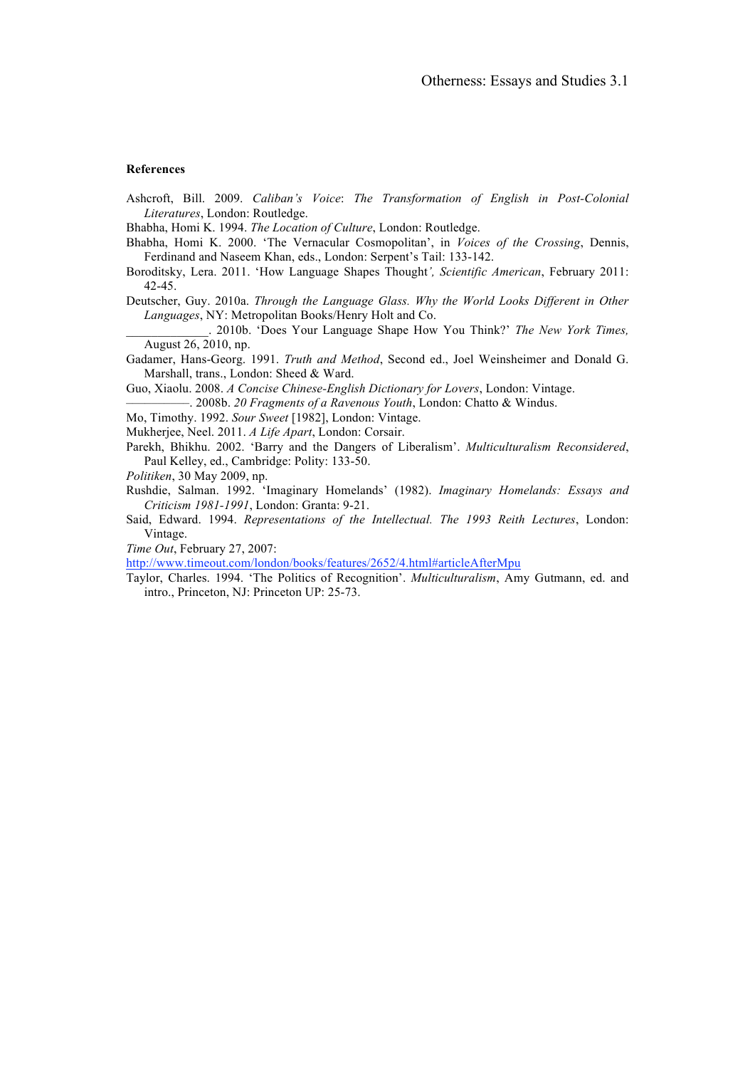**References**

Ashcroft, Bill. 2009. *Caliban's Voice*: *The Transformation of English in Post-Colonial Literatures*, London: Routledge.

Bhabha, Homi K. 1994. *The Location of Culture*, London: Routledge.

Bhabha, Homi K. 2000. 'The Vernacular Cosmopolitan', in *Voices of the Crossing*, Dennis, Ferdinand and Naseem Khan, eds., London: Serpent's Tail: 133-142.

Boroditsky, Lera. 2011. 'How Language Shapes Thought*', Scientific American*, February 2011: 42-45.

Deutscher, Guy. 2010a. *Through the Language Glass. Why the World Looks Different in Other Languages*, NY: Metropolitan Books/Henry Holt and Co.

_____________. 2010b. 'Does Your Language Shape How You Think?' *The New York Times,* August 26, 2010, np.

Gadamer, Hans-Georg. 1991. *Truth and Method*, Second ed., Joel Weinsheimer and Donald G. Marshall, trans., London: Sheed & Ward.

Guo, Xiaolu. 2008. *A Concise Chinese-English Dictionary for Lovers*, London: Vintage.

——————. 2008b. *20 Fragments of a Ravenous Youth*, London: Chatto & Windus.

Mo, Timothy. 1992. *Sour Sweet* [1982], London: Vintage.

Mukherjee, Neel. 2011. *A Life Apart*, London: Corsair.

Parekh, Bhikhu. 2002. 'Barry and the Dangers of Liberalism'. *Multiculturalism Reconsidered*, Paul Kelley, ed., Cambridge: Polity: 133-50.

*Politiken*, 30 May 2009, np.

Rushdie, Salman. 1992. 'Imaginary Homelands' (1982). *Imaginary Homelands: Essays and Criticism 1981-1991*, London: Granta: 9-21.

Said, Edward. 1994. *Representations of the Intellectual. The 1993 Reith Lectures*, London: Vintage.

*Time Out*, February 27, 2007:
http://www.timeout.com/london/books/features/2652/4.html#articleAfterMpu

Taylor, Charles. 1994. 'The Politics of Recognition'. *Multiculturalism*, Amy Gutmann, ed. and intro., Princeton, NJ: Princeton UP: 25-73.